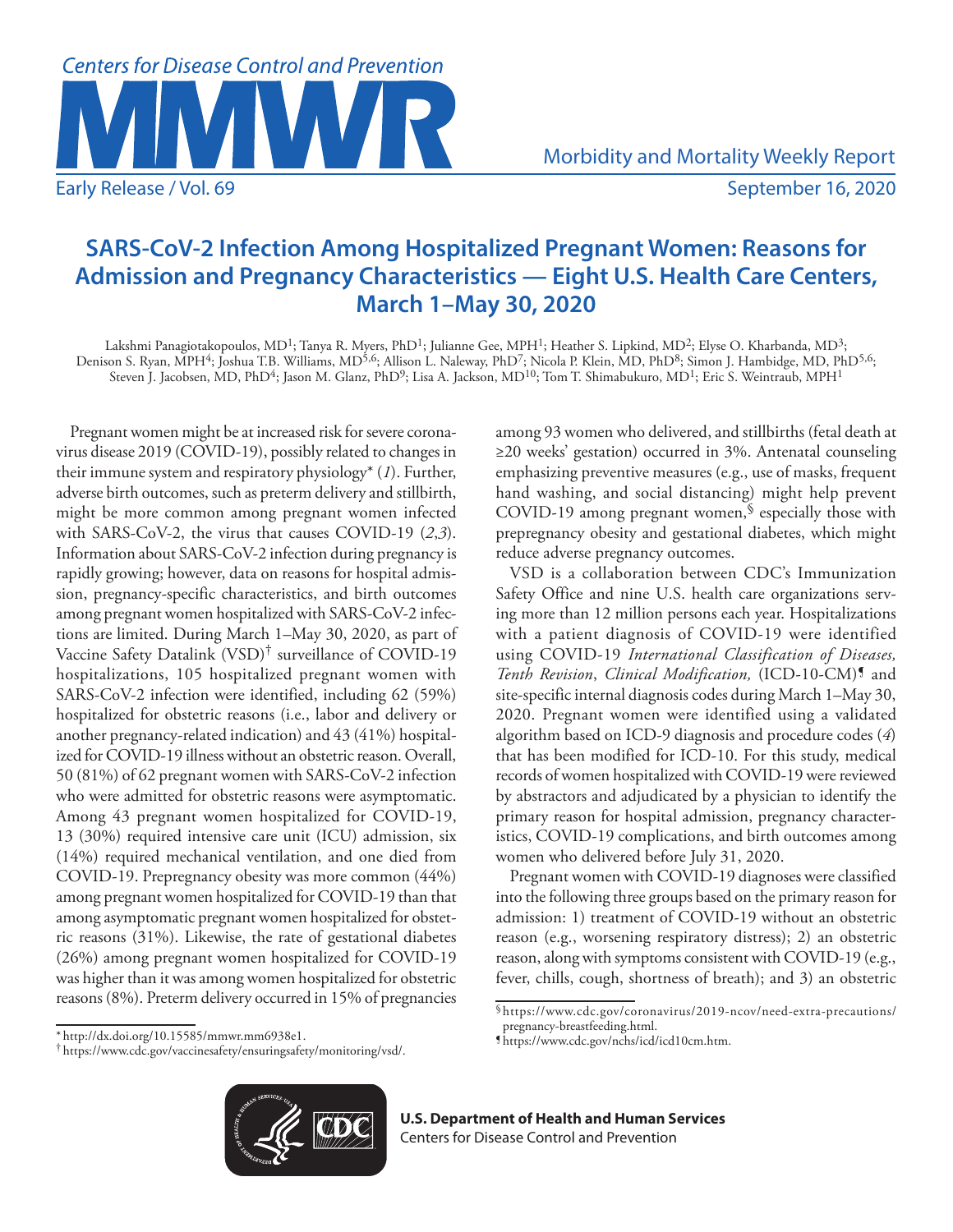# SARS-CoV-2 Infection Among Hospitalized Pregnant Women: Reasons for Admission and Pregnancy Characteristics — Eight U.S. Health Care Centers, March 1–May 30, 2020

Lakshmi Panagiotakopoulos, MD[1]; Tanya R. Myers, PhD[1]; Julianne Gee, MPH[1]; Heather S. Lipkind, MD[2]; Elyse O. Kharbanda, MD[3]; Denison S. Ryan, MPH[4]; Joshua T.B. Williams, MD[5,6]; Allison L. Naleway, PhD[7]; Nicola P. Klein, MD, PhD[8]; Simon J. Hambidge, MD, PhD[5,6]; Steven J. Jacobsen, MD, PhD[4]; Jason M. Glanz, PhD[9]; Lisa A. Jackson, MD[10]; Tom T. Shimabukuro, MD[1]; Eric S. Weintraub, MPH[1]

Pregnant women might be at increased risk for severe coronavirus disease 2019 (COVID-19), possibly related to changes in their immune system and respiratory physiology* (*1*). Further, adverse birth outcomes, such as preterm delivery and stillbirth, might be more common among pregnant women infected with SARS-CoV-2, the virus that causes COVID-19 (*2*,*3*). Information about SARS-CoV-2 infection during pregnancy is rapidly growing; however, data on reasons for hospital admission, pregnancy-specific characteristics, and birth outcomes among pregnant women hospitalized with SARS-CoV-2 infections are limited. During March 1–May 30, 2020, as part of Vaccine Safety Datalink (VSD)† surveillance of COVID-19 hospitalizations, 105 hospitalized pregnant women with SARS-CoV-2 infection were identified, including 62 (59%) hospitalized for obstetric reasons (i.e., labor and delivery or another pregnancy-related indication) and 43 (41%) hospitalized for COVID-19 illness without an obstetric reason. Overall, 50 (81%) of 62 pregnant women with SARS-CoV-2 infection who were admitted for obstetric reasons were asymptomatic. Among 43 pregnant women hospitalized for COVID-19, 13 (30%) required intensive care unit (ICU) admission, six (14%) required mechanical ventilation, and one died from COVID-19. Prepregnancy obesity was more common (44%) among pregnant women hospitalized for COVID-19 than that among asymptomatic pregnant women hospitalized for obstetric reasons (31%). Likewise, the rate of gestational diabetes (26%) among pregnant women hospitalized for COVID-19 was higher than it was among women hospitalized for obstetric reasons (8%). Preterm delivery occurred in 15% of pregnancies among 93 women who delivered, and stillbirths (fetal death at ≥20 weeks' gestation) occurred in 3%. Antenatal counseling emphasizing preventive measures (e.g., use of masks, frequent hand washing, and social distancing) might help prevent COVID-19 among pregnant women,§ especially those with prepregnancy obesity and gestational diabetes, which might reduce adverse pregnancy outcomes.

VSD is a collaboration between CDC's Immunization Safety Office and nine U.S. health care organizations serving more than 12 million persons each year. Hospitalizations with a patient diagnosis of COVID-19 were identified using COVID-19 *International Classification of Diseases, Tenth Revision*, *Clinical Modification,* (ICD-10-CM)¶ and site-specific internal diagnosis codes during March 1–May 30, 2020. Pregnant women were identified using a validated algorithm based on ICD-9 diagnosis and procedure codes (*4*) that has been modified for ICD-10. For this study, medical records of women hospitalized with COVID-19 were reviewed by abstractors and adjudicated by a physician to identify the primary reason for hospital admission, pregnancy characteristics, COVID-19 complications, and birth outcomes among women who delivered before July 31, 2020.

Pregnant women with COVID-19 diagnoses were classified into the following three groups based on the primary reason for admission: 1) treatment of COVID-19 without an obstetric reason (e.g., worsening respiratory distress); 2) an obstetric reason, along with symptoms consistent with COVID-19 (e.g., fever, chills, cough, shortness of breath); and 3) an obstetric

* http://dx.doi.org/10.15585/mmwr.mm6938e1.
† https://www.cdc.gov/vaccinesafety/ensuringsafety/monitoring/vsd/.
§ https://www.cdc.gov/coronavirus/2019-ncov/need-extra-precautions/pregnancy-breastfeeding.html.
¶ https://www.cdc.gov/nchs/icd/icd10cm.htm.

**U.S. Department of Health and Human Services**
Centers for Disease Control and Prevention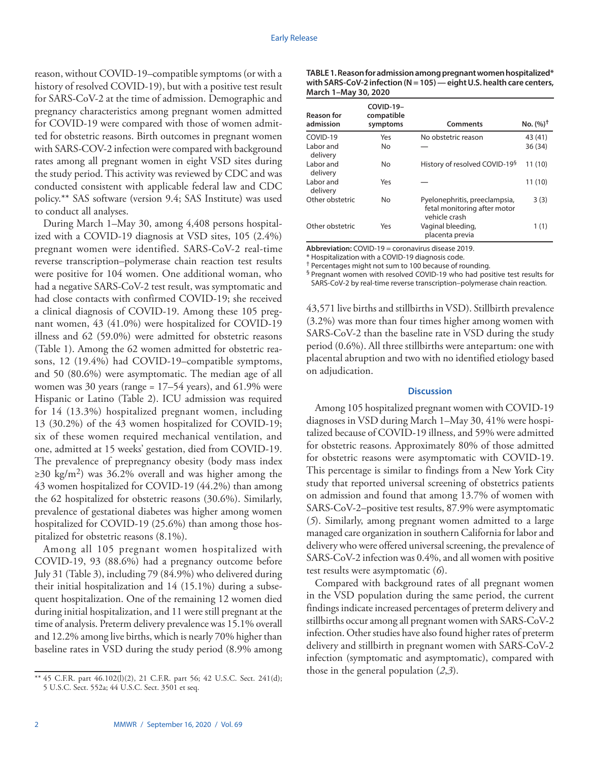reason, without COVID-19–compatible symptoms (or with a history of resolved COVID-19), but with a positive test result for SARS-CoV-2 at the time of admission. Demographic and pregnancy characteristics among pregnant women admitted for COVID-19 were compared with those of women admitted for obstetric reasons. Birth outcomes in pregnant women with SARS-COV-2 infection were compared with background rates among all pregnant women in eight VSD sites during the study period. This activity was reviewed by CDC and was conducted consistent with applicable federal law and CDC policy.** SAS software (version 9.4; SAS Institute) was used to conduct all analyses.

During March 1–May 30, among 4,408 persons hospitalized with a COVID-19 diagnosis at VSD sites, 105 (2.4%) pregnant women were identified. SARS-CoV-2 real-time reverse transcription–polymerase chain reaction test results were positive for 104 women. One additional woman, who had a negative SARS-CoV-2 test result, was symptomatic and had close contacts with confirmed COVID-19; she received a clinical diagnosis of COVID-19. Among these 105 pregnant women, 43 (41.0%) were hospitalized for COVID-19 illness and 62 (59.0%) were admitted for obstetric reasons (Table 1). Among the 62 women admitted for obstetric reasons, 12 (19.4%) had COVID-19–compatible symptoms, and 50 (80.6%) were asymptomatic. The median age of all women was 30 years (range = 17–54 years), and 61.9% were Hispanic or Latino (Table 2). ICU admission was required for 14 (13.3%) hospitalized pregnant women, including 13 (30.2%) of the 43 women hospitalized for COVID-19; six of these women required mechanical ventilation, and one, admitted at 15 weeks' gestation, died from COVID-19. The prevalence of prepregnancy obesity (body mass index $\geq 30$ kg/m$^2$) was 36.2% overall and was higher among the 43 women hospitalized for COVID-19 (44.2%) than among the 62 hospitalized for obstetric reasons (30.6%). Similarly, prevalence of gestational diabetes was higher among women hospitalized for COVID-19 (25.6%) than among those hospitalized for obstetric reasons (8.1%).

Among all 105 pregnant women hospitalized with COVID-19, 93 (88.6%) had a pregnancy outcome before July 31 (Table 3), including 79 (84.9%) who delivered during their initial hospitalization and 14 (15.1%) during a subsequent hospitalization. One of the remaining 12 women died during initial hospitalization, and 11 were still pregnant at the time of analysis. Preterm delivery prevalence was 15.1% overall and 12.2% among live births, which is nearly 70% higher than baseline rates in VSD during the study period (8.9% among 43,571 live births and stillbirths in VSD). Stillbirth prevalence (3.2%) was more than four times higher among women with SARS-CoV-2 than the baseline rate in VSD during the study period (0.6%). All three stillbirths were antepartum: one with placental abruption and two with no identified etiology based on adjudication.

**TABLE 1. Reason for admission among pregnant women hospitalized* with SARS-CoV-2 infection (N = 105) — eight U.S. health care centers, March 1–May 30, 2020**

| Reason for admission | COVID-19–compatible symptoms | Comments | No. (%)† |
|---|---|---|---|
| COVID-19 | Yes | No obstetric reason | 43 (41) |
| Labor and delivery | No | — | 36 (34) |
| Labor and delivery | No | History of resolved COVID-19§ | 11 (10) |
| Labor and delivery | Yes | — | 11 (10) |
| Other obstetric | No | Pyelonephritis, preeclampsia, fetal monitoring after motor vehicle crash | 3 (3) |
| Other obstetric | Yes | Vaginal bleeding, placenta previa | 1 (1) |

**Abbreviation:** COVID-19 = coronavirus disease 2019.
* Hospitalization with a COVID-19 diagnosis code.
† Percentages might not sum to 100 because of rounding.
§ Pregnant women with resolved COVID-19 who had positive test results for SARS-CoV-2 by real-time reverse transcription–polymerase chain reaction.

## Discussion

Among 105 hospitalized pregnant women with COVID-19 diagnoses in VSD during March 1–May 30, 41% were hospitalized because of COVID-19 illness, and 59% were admitted for obstetric reasons. Approximately 80% of those admitted for obstetric reasons were asymptomatic with COVID-19. This percentage is similar to findings from a New York City study that reported universal screening of obstetrics patients on admission and found that among 13.7% of women with SARS-CoV-2–positive test results, 87.9% were asymptomatic (*5*). Similarly, among pregnant women admitted to a large managed care organization in southern California for labor and delivery who were offered universal screening, the prevalence of SARS-CoV-2 infection was 0.4%, and all women with positive test results were asymptomatic (*6*).

Compared with background rates of all pregnant women in the VSD population during the same period, the current findings indicate increased percentages of preterm delivery and stillbirths occur among all pregnant women with SARS-CoV-2 infection. Other studies have also found higher rates of preterm delivery and stillbirth in pregnant women with SARS-CoV-2 infection (symptomatic and asymptomatic), compared with those in the general population (*2*,*3*).

** 45 C.F.R. part 46.102(l)(2), 21 C.F.R. part 56; 42 U.S.C. Sect. 241(d); 5 U.S.C. Sect. 552a; 44 U.S.C. Sect. 3501 et seq.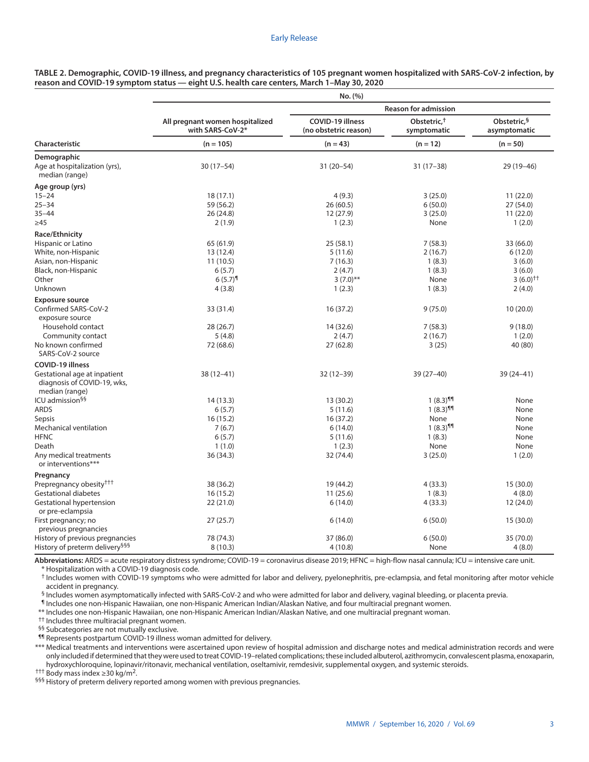**TABLE 2. Demographic, COVID-19 illness, and pregnancy characteristics of 105 pregnant women hospitalized with SARS-CoV-2 infection, by reason and COVID-19 symptom status — eight U.S. health care centers, March 1–May 30, 2020**

| Characteristic | No. (%) | | | |
|---|---|---|---|---|
| | | Reason for admission | | |
| | All pregnant women hospitalized with SARS-CoV-2* | COVID-19 illness (no obstetric reason) | Obstetric,† symptomatic | Obstetric,§ asymptomatic |
| | (n = 105) | (n = 43) | (n = 12) | (n = 50) |
| **Demographic** | | | | |
| Age at hospitalization (yrs), median (range) | 30 (17–54) | 31 (20–54) | 31 (17–38) | 29 (19–46) |
| **Age group (yrs)** | | | | |
| 15–24 | 18 (17.1) | 4 (9.3) | 3 (25.0) | 11 (22.0) |
| 25–34 | 59 (56.2) | 26 (60.5) | 6 (50.0) | 27 (54.0) |
| 35–44 | 26 (24.8) | 12 (27.9) | 3 (25.0) | 11 (22.0) |
| ≥45 | 2 (1.9) | 1 (2.3) | None | 1 (2.0) |
| **Race/Ethnicity** | | | | |
| Hispanic or Latino | 65 (61.9) | 25 (58.1) | 7 (58.3) | 33 (66.0) |
| White, non-Hispanic | 13 (12.4) | 5 (11.6) | 2 (16.7) | 6 (12.0) |
| Asian, non-Hispanic | 11 (10.5) | 7 (16.3) | 1 (8.3) | 3 (6.0) |
| Black, non-Hispanic | 6 (5.7) | 2 (4.7) | 1 (8.3) | 3 (6.0) |
| Other | 6 (5.7)¶ | 3 (7.0)** | None | 3 (6.0)†† |
| Unknown | 4 (3.8) | 1 (2.3) | 1 (8.3) | 2 (4.0) |
| **Exposure source** | | | | |
| Confirmed SARS-CoV-2 exposure source | 33 (31.4) | 16 (37.2) | 9 (75.0) | 10 (20.0) |
| Household contact | 28 (26.7) | 14 (32.6) | 7 (58.3) | 9 (18.0) |
| Community contact | 5 (4.8) | 2 (4.7) | 2 (16.7) | 1 (2.0) |
| No known confirmed SARS-CoV-2 source | 72 (68.6) | 27 (62.8) | 3 (25) | 40 (80) |
| **COVID-19 illness** | | | | |
| Gestational age at inpatient diagnosis of COVID-19, wks, median (range) | 38 (12–41) | 32 (12–39) | 39 (27–40) | 39 (24–41) |
| ICU admission§§ | 14 (13.3) | 13 (30.2) | 1 (8.3)¶¶ | None |
| ARDS | 6 (5.7) | 5 (11.6) | 1 (8.3)¶¶ | None |
| Sepsis | 16 (15.2) | 16 (37.2) | None | None |
| Mechanical ventilation | 7 (6.7) | 6 (14.0) | 1 (8.3)¶¶ | None |
| HFNC | 6 (5.7) | 5 (11.6) | 1 (8.3) | None |
| Death | 1 (1.0) | 1 (2.3) | None | None |
| Any medical treatments or interventions*** | 36 (34.3) | 32 (74.4) | 3 (25.0) | 1 (2.0) |
| **Pregnancy** | | | | |
| Prepregnancy obesity††† | 38 (36.2) | 19 (44.2) | 4 (33.3) | 15 (30.0) |
| Gestational diabetes | 16 (15.2) | 11 (25.6) | 1 (8.3) | 4 (8.0) |
| Gestational hypertension or pre-eclampsia | 22 (21.0) | 6 (14.0) | 4 (33.3) | 12 (24.0) |
| First pregnancy; no previous pregnancies | 27 (25.7) | 6 (14.0) | 6 (50.0) | 15 (30.0) |
| History of previous pregnancies | 78 (74.3) | 37 (86.0) | 6 (50.0) | 35 (70.0) |
| History of preterm delivery§§§ | 8 (10.3) | 4 (10.8) | None | 4 (8.0) |

**Abbreviations:** ARDS = acute respiratory distress syndrome; COVID-19 = coronavirus disease 2019; HFNC = high-flow nasal cannula; ICU = intensive care unit.

\* Hospitalization with a COVID-19 diagnosis code.

† Includes women with COVID-19 symptoms who were admitted for labor and delivery, pyelonephritis, pre-eclampsia, and fetal monitoring after motor vehicle accident in pregnancy.

§ Includes women asymptomatically infected with SARS-CoV-2 and who were admitted for labor and delivery, vaginal bleeding, or placenta previa.

¶ Includes one non-Hispanic Hawaiian, one non-Hispanic American Indian/Alaskan Native, and four multiracial pregnant women.

** Includes one non-Hispanic Hawaiian, one non-Hispanic American Indian/Alaskan Native, and one multiracial pregnant woman.

†† Includes three multiracial pregnant women.

§§ Subcategories are not mutually exclusive.

¶¶ Represents postpartum COVID-19 illness woman admitted for delivery.

*** Medical treatments and interventions were ascertained upon review of hospital admission and discharge notes and medical administration records and were only included if determined that they were used to treat COVID-19–related complications; these included albuterol, azithromycin, convalescent plasma, enoxaparin, hydroxychloroquine, lopinavir/ritonavir, mechanical ventilation, oseltamivir, remdesivir, supplemental oxygen, and systemic steroids.

††† Body mass index ≥30 kg/m$^2$.

§§§ History of preterm delivery reported among women with previous pregnancies.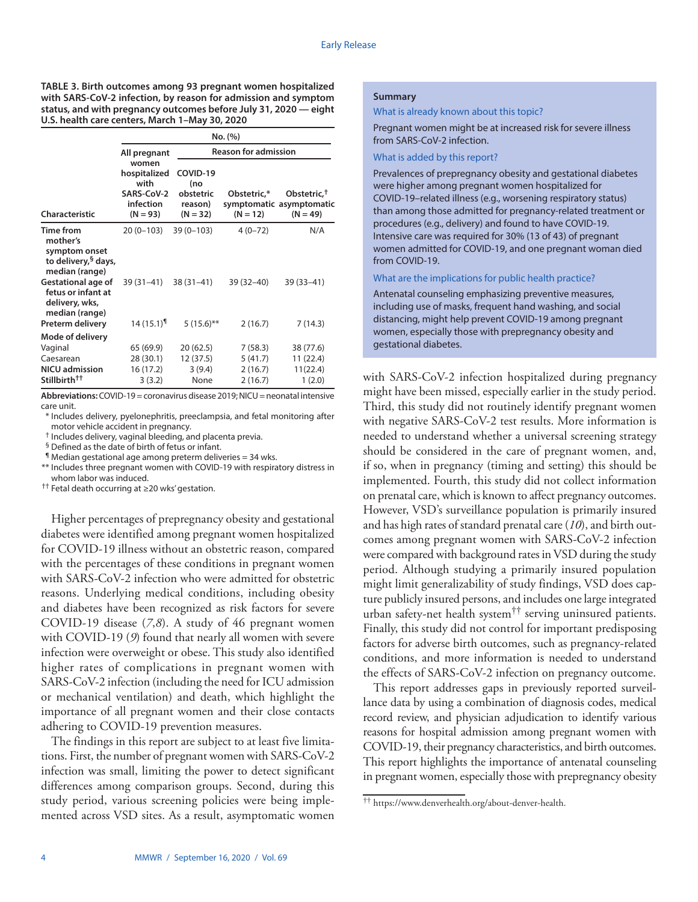**TABLE 3. Birth outcomes among 93 pregnant women hospitalized with SARS-CoV-2 infection, by reason for admission and symptom status, and with pregnancy outcomes before July 31, 2020 — eight U.S. health care centers, March 1–May 30, 2020**

| Characteristic | No. (%) | | | |
|---|---|---|---|---|
| | All pregnant women hospitalized with SARS-CoV-2 infection (N = 93) | Reason for admission | | |
| | | COVID-19 (no obstetric reason) (N = 32) | Obstetric,* symptomatic (N = 12) | Obstetric,† asymptomatic (N = 49) |
| **Time from mother's symptom onset to delivery,§ days, median (range)** | 20 (0–103) | 39 (0–103) | 4 (0–72) | N/A |
| **Gestational age of fetus or infant at delivery, wks, median (range)** | 39 (31–41) | 38 (31–41) | 39 (32–40) | 39 (33–41) |
| **Preterm delivery** | 14 (15.1)¶ | 5 (15.6)** | 2 (16.7) | 7 (14.3) |
| **Mode of delivery** | | | | |
| Vaginal | 65 (69.9) | 20 (62.5) | 7 (58.3) | 38 (77.6) |
| Caesarean | 28 (30.1) | 12 (37.5) | 5 (41.7) | 11 (22.4) |
| **NICU admission** | 16 (17.2) | 3 (9.4) | 2 (16.7) | 11(22.4) |
| **Stillbirth††** | 3 (3.2) | None | 2 (16.7) | 1 (2.0) |

**Abbreviations:** COVID-19 = coronavirus disease 2019; NICU = neonatal intensive care unit.
\* Includes delivery, pyelonephritis, preeclampsia, and fetal monitoring after motor vehicle accident in pregnancy.
† Includes delivery, vaginal bleeding, and placenta previa.
§ Defined as the date of birth of fetus or infant.
¶ Median gestational age among preterm deliveries = 34 wks.
** Includes three pregnant women with COVID-19 with respiratory distress in whom labor was induced.
†† Fetal death occurring at ≥20 wks' gestation.

Higher percentages of prepregnancy obesity and gestational diabetes were identified among pregnant women hospitalized for COVID-19 illness without an obstetric reason, compared with the percentages of these conditions in pregnant women with SARS-CoV-2 infection who were admitted for obstetric reasons. Underlying medical conditions, including obesity and diabetes have been recognized as risk factors for severe COVID-19 disease (*7*,*8*). A study of 46 pregnant women with COVID-19 (*9*) found that nearly all women with severe infection were overweight or obese. This study also identified higher rates of complications in pregnant women with SARS-CoV-2 infection (including the need for ICU admission or mechanical ventilation) and death, which highlight the importance of all pregnant women and their close contacts adhering to COVID-19 prevention measures.

The findings in this report are subject to at least five limitations. First, the number of pregnant women with SARS-CoV-2 infection was small, limiting the power to detect significant differences among comparison groups. Second, during this study period, various screening policies were being implemented across VSD sites. As a result, asymptomatic women with SARS-CoV-2 infection hospitalized during pregnancy might have been missed, especially earlier in the study period. Third, this study did not routinely identify pregnant women with negative SARS-CoV-2 test results. More information is needed to understand whether a universal screening strategy should be considered in the care of pregnant women, and, if so, when in pregnancy (timing and setting) this should be implemented. Fourth, this study did not collect information on prenatal care, which is known to affect pregnancy outcomes. However, VSD's surveillance population is primarily insured and has high rates of standard prenatal care (*10*), and birth outcomes among pregnant women with SARS-CoV-2 infection were compared with background rates in VSD during the study period. Although studying a primarily insured population might limit generalizability of study findings, VSD does capture publicly insured persons, and includes one large integrated urban safety-net health system[††] serving uninsured patients. Finally, this study did not control for important predisposing factors for adverse birth outcomes, such as pregnancy-related conditions, and more information is needed to understand the effects of SARS-CoV-2 infection on pregnancy outcome.

This report addresses gaps in previously reported surveillance data by using a combination of diagnosis codes, medical record review, and physician adjudication to identify various reasons for hospital admission among pregnant women with COVID-19, their pregnancy characteristics, and birth outcomes. This report highlights the importance of antenatal counseling in pregnant women, especially those with prepregnancy obesity

**Summary**

What is already known about this topic?

Pregnant women might be at increased risk for severe illness from SARS-CoV-2 infection.

What is added by this report?

Prevalences of prepregnancy obesity and gestational diabetes were higher among pregnant women hospitalized for COVID-19–related illness (e.g., worsening respiratory status) than among those admitted for pregnancy-related treatment or procedures (e.g., delivery) and found to have COVID-19. Intensive care was required for 30% (13 of 43) of pregnant women admitted for COVID-19, and one pregnant woman died from COVID-19.

What are the implications for public health practice?

Antenatal counseling emphasizing preventive measures, including use of masks, frequent hand washing, and social distancing, might help prevent COVID-19 among pregnant women, especially those with prepregnancy obesity and gestational diabetes.

†† https://www.denverhealth.org/about-denver-health.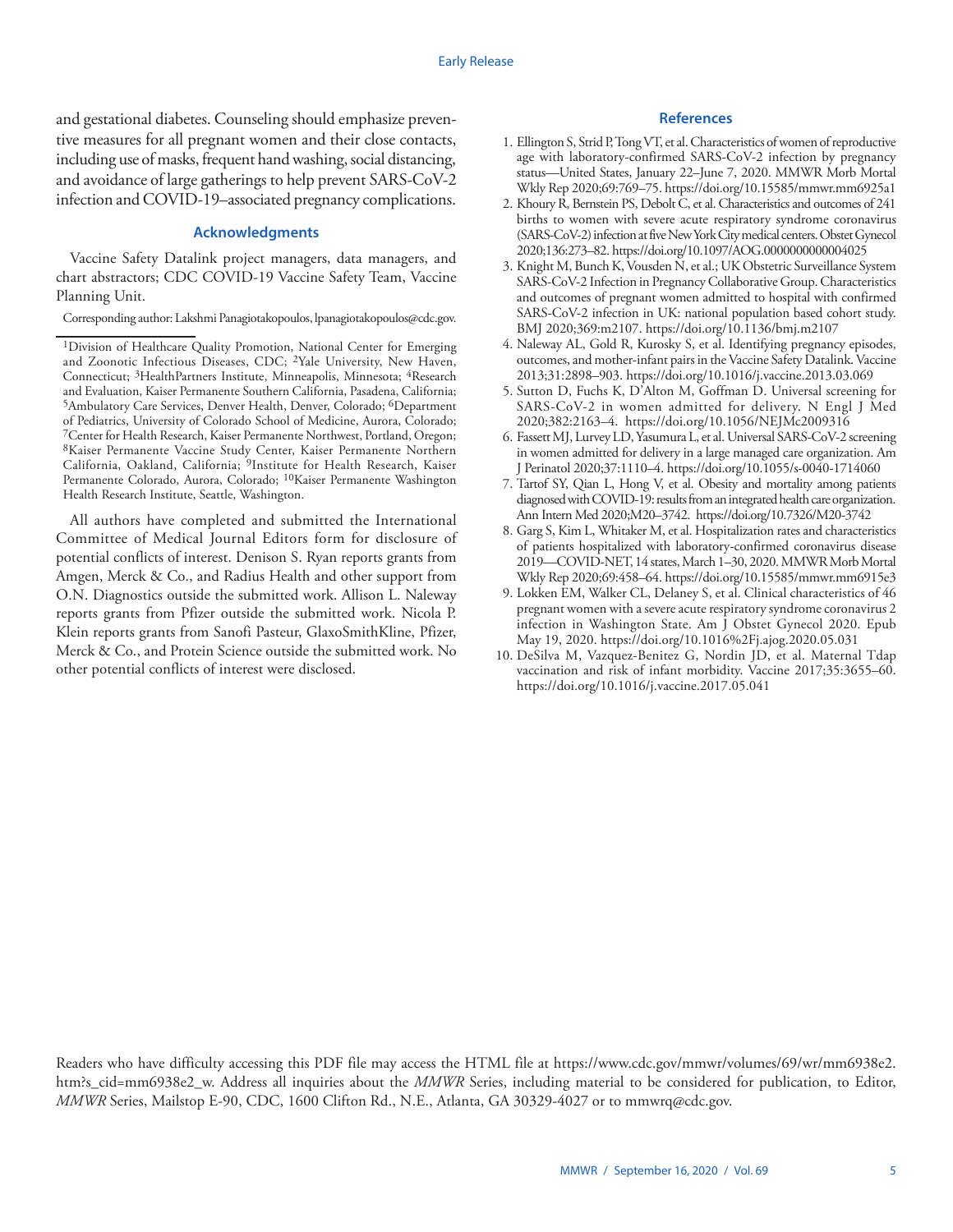and gestational diabetes. Counseling should emphasize preventive measures for all pregnant women and their close contacts, including use of masks, frequent hand washing, social distancing, and avoidance of large gatherings to help prevent SARS-CoV-2 infection and COVID-19–associated pregnancy complications.

## Acknowledgments

Vaccine Safety Datalink project managers, data managers, and chart abstractors; CDC COVID-19 Vaccine Safety Team, Vaccine Planning Unit.

Corresponding author: Lakshmi Panagiotakopoulos, lpanagiotakopoulos@cdc.gov.

---

[1]Division of Healthcare Quality Promotion, National Center for Emerging and Zoonotic Infectious Diseases, CDC; [2]Yale University, New Haven, Connecticut; [3]HealthPartners Institute, Minneapolis, Minnesota; [4]Research and Evaluation, Kaiser Permanente Southern California, Pasadena, California; [5]Ambulatory Care Services, Denver Health, Denver, Colorado; [6]Department of Pediatrics, University of Colorado School of Medicine, Aurora, Colorado; [7]Center for Health Research, Kaiser Permanente Northwest, Portland, Oregon; [8]Kaiser Permanente Vaccine Study Center, Kaiser Permanente Northern California, Oakland, California; [9]Institute for Health Research, Kaiser Permanente Colorado, Aurora, Colorado; [10]Kaiser Permanente Washington Health Research Institute, Seattle, Washington.

All authors have completed and submitted the International Committee of Medical Journal Editors form for disclosure of potential conflicts of interest. Denison S. Ryan reports grants from Amgen, Merck & Co., and Radius Health and other support from O.N. Diagnostics outside the submitted work. Allison L. Naleway reports grants from Pfizer outside the submitted work. Nicola P. Klein reports grants from Sanofi Pasteur, GlaxoSmithKline, Pfizer, Merck & Co., and Protein Science outside the submitted work. No other potential conflicts of interest were disclosed.

## References

1. Ellington S, Strid P, Tong VT, et al. Characteristics of women of reproductive age with laboratory-confirmed SARS-CoV-2 infection by pregnancy status—United States, January 22–June 7, 2020. MMWR Morb Mortal Wkly Rep 2020;69:769–75. https://doi.org/10.15585/mmwr.mm6925a1
2. Khoury R, Bernstein PS, Debolt C, et al. Characteristics and outcomes of 241 births to women with severe acute respiratory syndrome coronavirus (SARS-CoV-2) infection at five New York City medical centers. Obstet Gynecol 2020;136:273–82. https://doi.org/10.1097/AOG.0000000000004025
3. Knight M, Bunch K, Vousden N, et al.; UK Obstetric Surveillance System SARS-CoV-2 Infection in Pregnancy Collaborative Group. Characteristics and outcomes of pregnant women admitted to hospital with confirmed SARS-CoV-2 infection in UK: national population based cohort study. BMJ 2020;369:m2107. https://doi.org/10.1136/bmj.m2107
4. Naleway AL, Gold R, Kurosky S, et al. Identifying pregnancy episodes, outcomes, and mother-infant pairs in the Vaccine Safety Datalink. Vaccine 2013;31:2898–903. https://doi.org/10.1016/j.vaccine.2013.03.069
5. Sutton D, Fuchs K, D'Alton M, Goffman D. Universal screening for SARS-CoV-2 in women admitted for delivery. N Engl J Med 2020;382:2163–4. https://doi.org/10.1056/NEJMc2009316
6. Fassett MJ, Lurvey LD, Yasumura L, et al. Universal SARS-CoV-2 screening in women admitted for delivery in a large managed care organization. Am J Perinatol 2020;37:1110–4. https://doi.org/10.1055/s-0040-1714060
7. Tartof SY, Qian L, Hong V, et al. Obesity and mortality among patients diagnosed with COVID-19: results from an integrated health care organization. Ann Intern Med 2020;M20–3742. https://doi.org/10.7326/M20-3742
8. Garg S, Kim L, Whitaker M, et al. Hospitalization rates and characteristics of patients hospitalized with laboratory-confirmed coronavirus disease 2019—COVID-NET, 14 states, March 1–30, 2020. MMWR Morb Mortal Wkly Rep 2020;69:458–64. https://doi.org/10.15585/mmwr.mm6915e3
9. Lokken EM, Walker CL, Delaney S, et al. Clinical characteristics of 46 pregnant women with a severe acute respiratory syndrome coronavirus 2 infection in Washington State. Am J Obstet Gynecol 2020. Epub May 19, 2020. https://doi.org/10.1016%2Fj.ajog.2020.05.031
10. DeSilva M, Vazquez-Benitez G, Nordin JD, et al. Maternal Tdap vaccination and risk of infant morbidity. Vaccine 2017;35:3655–60. https://doi.org/10.1016/j.vaccine.2017.05.041

Readers who have difficulty accessing this PDF file may access the HTML file at https://www.cdc.gov/mmwr/volumes/69/wr/mm6938e2.htm?s_cid=mm6938e2_w. Address all inquiries about the *MMWR* Series, including material to be considered for publication, to Editor, *MMWR* Series, Mailstop E-90, CDC, 1600 Clifton Rd., N.E., Atlanta, GA 30329-4027 or to mmwrq@cdc.gov.